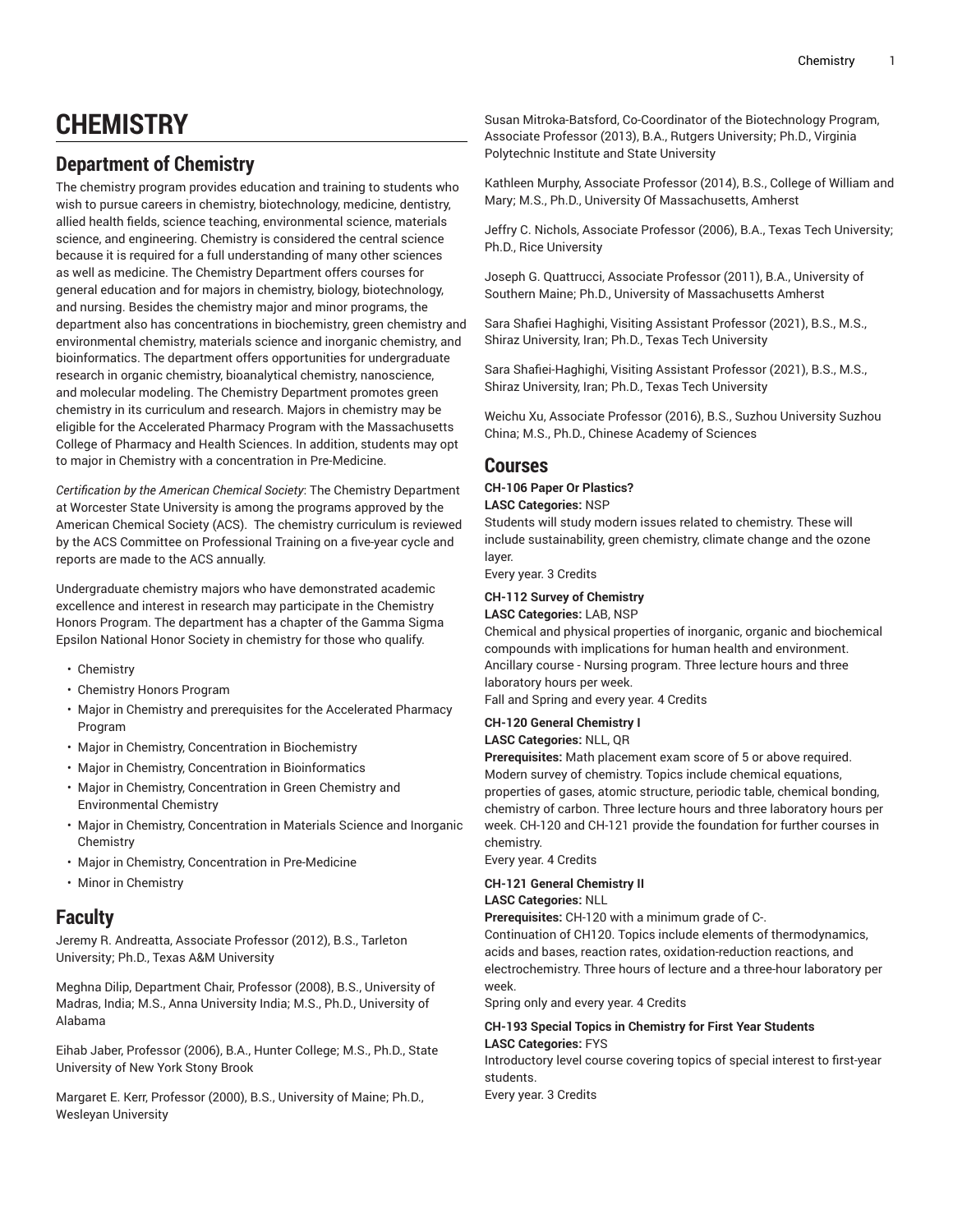# CHEMISTRY

## Department of Chemistry

The chemistry program provides education and training to students who wish to pursue careers in chemistry, biotechnology, medicine, dentistry, allied health fields, science teaching, environmental science, materials science, and engineering. Chemistry is considered the central science because it is required for a full understanding of many other sciences as well as medicine. The Chemistry Department offers courses for general education and for majors in chemistry, biology, biotechnology, and nursing. Besides the chemistry major and minor programs, the department also has concentrations in biochemistry, green chemistry and environmental chemistry, materials science and inorganic chemistry, and bioinformatics. The department offers opportunities for undergraduate research in organic chemistry, bioanalytical chemistry, nanoscience, and molecular modeling. The Chemistry Department promotes green chemistry in its curriculum and research. Majors in chemistry may be eligible for the Accelerated Pharmacy Program with the Massachusetts College of Pharmacy and Health Sciences. In addition, students may opt to major in Chemistry with a concentration in Pre-Medicine.

*Certification by the American Chemical Society*: The Chemistry Department at Worcester State University is among the programs approved by the American Chemical Society (ACS). The chemistry curriculum is reviewed by the ACS Committee on Professional Training on a five-year cycle and reports are made to the ACS annually.

Undergraduate chemistry majors who have demonstrated academic excellence and interest in research may participate in the Chemistry Honors Program. The department has a chapter of the Gamma Sigma Epsilon National Honor Society in chemistry for those who qualify.

- Chemistry
- Chemistry Honors Program
- Major in Chemistry and prerequisites for the Accelerated Pharmacy Program
- Major in Chemistry, Concentration in Biochemistry
- Major in Chemistry, Concentration in Bioinformatics
- Major in Chemistry, Concentration in Green Chemistry and Environmental Chemistry
- Major in Chemistry, Concentration in Materials Science and Inorganic Chemistry
- Major in Chemistry, Concentration in Pre-Medicine
- Minor in Chemistry

## Faculty

Jeremy R. Andreatta, Associate Professor (2012), B.S., Tarleton University; Ph.D., Texas A&M University

Meghna Dilip, Department Chair, Professor (2008), B.S., University of Madras, India; M.S., Anna University India; M.S., Ph.D., University of Alabama

Eihab Jaber, Professor (2006), B.A., Hunter College; M.S., Ph.D., State University of New York Stony Brook

Margaret E. Kerr, Professor (2000), B.S., University of Maine; Ph.D., Wesleyan University

Susan Mitroka-Batsford, Co-Coordinator of the Biotechnology Program, Associate Professor (2013), B.A., Rutgers University; Ph.D., Virginia Polytechnic Institute and State University

Kathleen Murphy, Associate Professor (2014), B.S., College of William and Mary; M.S., Ph.D., University Of Massachusetts, Amherst

Jeffry C. Nichols, Associate Professor (2006), B.A., Texas Tech University; Ph.D., Rice University

Joseph G. Quattrucci, Associate Professor (2011), B.A., University of Southern Maine; Ph.D., University of Massachusetts Amherst

Sara Shafiei Haghighi, Visiting Assistant Professor (2021), B.S., M.S., Shiraz University, Iran; Ph.D., Texas Tech University

Sara Shafiei-Haghighi, Visiting Assistant Professor (2021), B.S., M.S., Shiraz University, Iran; Ph.D., Texas Tech University

Weichu Xu, Associate Professor (2016), B.S., Suzhou University Suzhou China; M.S., Ph.D., Chinese Academy of Sciences

## Courses

**CH-106 Paper Or Plastics?**
**LASC Categories:** NSP
Students will study modern issues related to chemistry. These will include sustainability, green chemistry, climate change and the ozone layer.
Every year. 3 Credits

**CH-112 Survey of Chemistry**
**LASC Categories:** LAB, NSP
Chemical and physical properties of inorganic, organic and biochemical compounds with implications for human health and environment. Ancillary course - Nursing program. Three lecture hours and three laboratory hours per week.
Fall and Spring and every year. 4 Credits

**CH-120 General Chemistry I**
**LASC Categories:** NLL, QR
**Prerequisites:** Math placement exam score of 5 or above required.
Modern survey of chemistry. Topics include chemical equations, properties of gases, atomic structure, periodic table, chemical bonding, chemistry of carbon. Three lecture hours and three laboratory hours per week. CH-120 and CH-121 provide the foundation for further courses in chemistry.
Every year. 4 Credits

**CH-121 General Chemistry II**
**LASC Categories:** NLL
**Prerequisites:** CH-120 with a minimum grade of C-.
Continuation of CH120. Topics include elements of thermodynamics, acids and bases, reaction rates, oxidation-reduction reactions, and electrochemistry. Three hours of lecture and a three-hour laboratory per week.
Spring only and every year. 4 Credits

**CH-193 Special Topics in Chemistry for First Year Students**
**LASC Categories:** FYS
Introductory level course covering topics of special interest to first-year students.
Every year. 3 Credits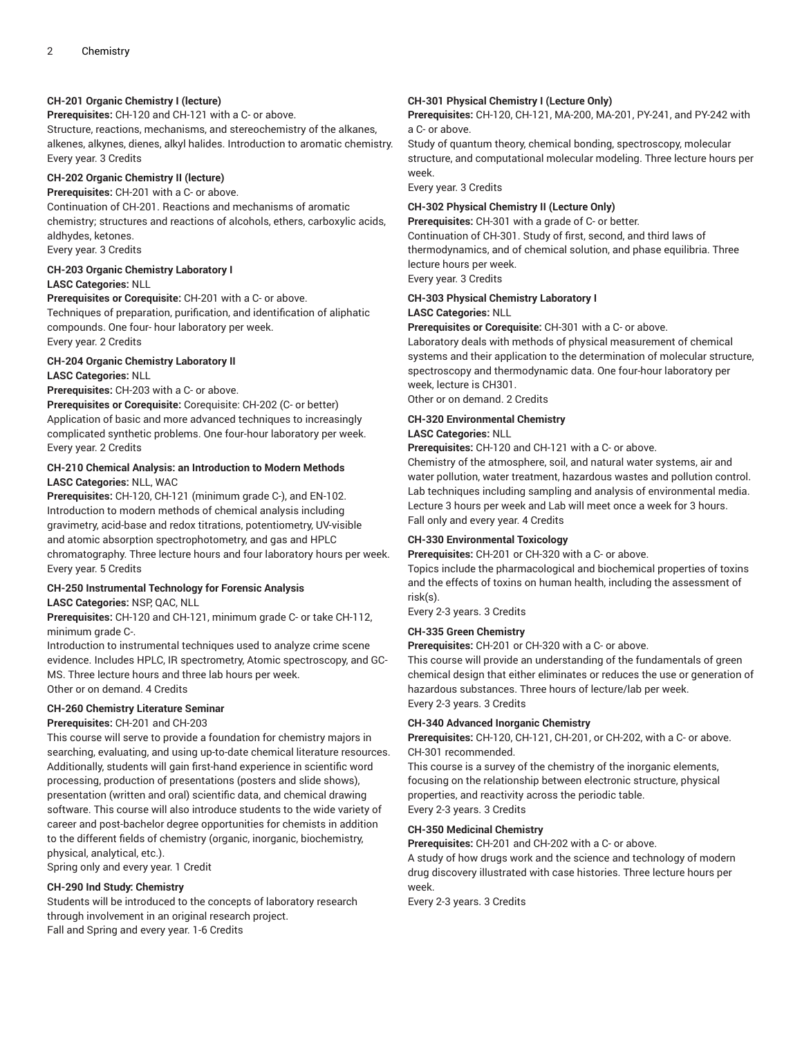### CH-201 Organic Chemistry I (lecture)

**Prerequisites:** CH-120 and CH-121 with a C- or above.

Structure, reactions, mechanisms, and stereochemistry of the alkanes, alkenes, alkynes, dienes, alkyl halides. Introduction to aromatic chemistry. Every year. 3 Credits

### CH-202 Organic Chemistry II (lecture)

**Prerequisites:** CH-201 with a C- or above.

Continuation of CH-201. Reactions and mechanisms of aromatic chemistry; structures and reactions of alcohols, ethers, carboxylic acids, aldhydes, ketones.

Every year. 3 Credits

### CH-203 Organic Chemistry Laboratory I

**LASC Categories:** NLL

**Prerequisites or Corequisite:** CH-201 with a C- or above.

Techniques of preparation, purification, and identification of aliphatic compounds. One four- hour laboratory per week.

Every year. 2 Credits

### CH-204 Organic Chemistry Laboratory II

**LASC Categories:** NLL

**Prerequisites:** CH-203 with a C- or above.

**Prerequisites or Corequisite:** Corequisite: CH-202 (C- or better)

Application of basic and more advanced techniques to increasingly complicated synthetic problems. One four-hour laboratory per week.

Every year. 2 Credits

### CH-210 Chemical Analysis: an Introduction to Modern Methods

**LASC Categories:** NLL, WAC

**Prerequisites:** CH-120, CH-121 (minimum grade C-), and EN-102.

Introduction to modern methods of chemical analysis including gravimetry, acid-base and redox titrations, potentiometry, UV-visible and atomic absorption spectrophotometry, and gas and HPLC chromatography. Three lecture hours and four laboratory hours per week.

Every year. 5 Credits

### CH-250 Instrumental Technology for Forensic Analysis

**LASC Categories:** NSP, QAC, NLL

**Prerequisites:** CH-120 and CH-121, minimum grade C- or take CH-112, minimum grade C-.

Introduction to instrumental techniques used to analyze crime scene evidence. Includes HPLC, IR spectrometry, Atomic spectroscopy, and GC-MS. Three lecture hours and three lab hours per week.

Other or on demand. 4 Credits

### CH-260 Chemistry Literature Seminar

**Prerequisites:** CH-201 and CH-203

This course will serve to provide a foundation for chemistry majors in searching, evaluating, and using up-to-date chemical literature resources. Additionally, students will gain first-hand experience in scientific word processing, production of presentations (posters and slide shows), presentation (written and oral) scientific data, and chemical drawing software. This course will also introduce students to the wide variety of career and post-bachelor degree opportunities for chemists in addition to the different fields of chemistry (organic, inorganic, biochemistry, physical, analytical, etc.).

Spring only and every year. 1 Credit

### CH-290 Ind Study: Chemistry

Students will be introduced to the concepts of laboratory research through involvement in an original research project.

Fall and Spring and every year. 1-6 Credits

### CH-301 Physical Chemistry I (Lecture Only)

**Prerequisites:** CH-120, CH-121, MA-200, MA-201, PY-241, and PY-242 with a C- or above.

Study of quantum theory, chemical bonding, spectroscopy, molecular structure, and computational molecular modeling. Three lecture hours per week.

Every year. 3 Credits

### CH-302 Physical Chemistry II (Lecture Only)

**Prerequisites:** CH-301 with a grade of C- or better.

Continuation of CH-301. Study of first, second, and third laws of thermodynamics, and of chemical solution, and phase equilibria. Three lecture hours per week.

Every year. 3 Credits

### CH-303 Physical Chemistry Laboratory I

**LASC Categories:** NLL

**Prerequisites or Corequisite:** CH-301 with a C- or above.

Laboratory deals with methods of physical measurement of chemical systems and their application to the determination of molecular structure, spectroscopy and thermodynamic data. One four-hour laboratory per week, lecture is CH301.

Other or on demand. 2 Credits

### CH-320 Environmental Chemistry

**LASC Categories:** NLL

**Prerequisites:** CH-120 and CH-121 with a C- or above.

Chemistry of the atmosphere, soil, and natural water systems, air and water pollution, water treatment, hazardous wastes and pollution control. Lab techniques including sampling and analysis of environmental media. Lecture 3 hours per week and Lab will meet once a week for 3 hours.

Fall only and every year. 4 Credits

### CH-330 Environmental Toxicology

**Prerequisites:** CH-201 or CH-320 with a C- or above.

Topics include the pharmacological and biochemical properties of toxins and the effects of toxins on human health, including the assessment of risk(s).

Every 2-3 years. 3 Credits

### CH-335 Green Chemistry

**Prerequisites:** CH-201 or CH-320 with a C- or above.

This course will provide an understanding of the fundamentals of green chemical design that either eliminates or reduces the use or generation of hazardous substances. Three hours of lecture/lab per week.

Every 2-3 years. 3 Credits

### CH-340 Advanced Inorganic Chemistry

**Prerequisites:** CH-120, CH-121, CH-201, or CH-202, with a C- or above. CH-301 recommended.

This course is a survey of the chemistry of the inorganic elements, focusing on the relationship between electronic structure, physical properties, and reactivity across the periodic table.

Every 2-3 years. 3 Credits

### CH-350 Medicinal Chemistry

**Prerequisites:** CH-201 and CH-202 with a C- or above.

A study of how drugs work and the science and technology of modern drug discovery illustrated with case histories. Three lecture hours per week.

Every 2-3 years. 3 Credits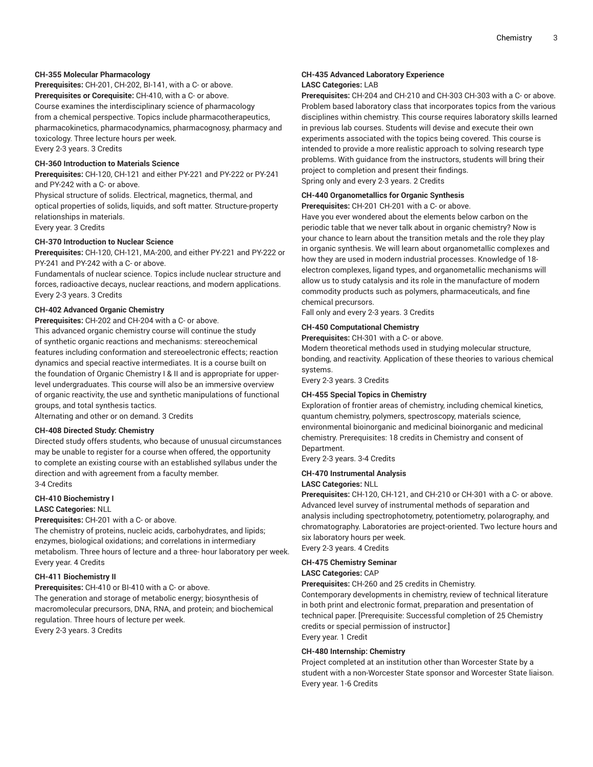**CH-355 Molecular Pharmacology**

**Prerequisites:** CH-201, CH-202, BI-141, with a C- or above.

**Prerequisites or Corequisite:** CH-410, with a C- or above.

Course examines the interdisciplinary science of pharmacology from a chemical perspective. Topics include pharmacotherapeutics, pharmacokinetics, pharmacodynamics, pharmacognosy, pharmacy and toxicology. Three lecture hours per week.

Every 2-3 years. 3 Credits

**CH-360 Introduction to Materials Science**

**Prerequisites:** CH-120, CH-121 and either PY-221 and PY-222 or PY-241 and PY-242 with a C- or above.

Physical structure of solids. Electrical, magnetics, thermal, and optical properties of solids, liquids, and soft matter. Structure-property relationships in materials.

Every year. 3 Credits

**CH-370 Introduction to Nuclear Science**

**Prerequisites:** CH-120, CH-121, MA-200, and either PY-221 and PY-222 or PY-241 and PY-242 with a C- or above.

Fundamentals of nuclear science. Topics include nuclear structure and forces, radioactive decays, nuclear reactions, and modern applications.

Every 2-3 years. 3 Credits

**CH-402 Advanced Organic Chemistry**

**Prerequisites:** CH-202 and CH-204 with a C- or above.

This advanced organic chemistry course will continue the study of synthetic organic reactions and mechanisms: stereochemical features including conformation and stereoelectronic effects; reaction dynamics and special reactive intermediates. It is a course built on the foundation of Organic Chemistry I & II and is appropriate for upper-level undergraduates. This course will also be an immersive overview of organic reactivity, the use and synthetic manipulations of functional groups, and total synthesis tactics.

Alternating and other or on demand. 3 Credits

**CH-408 Directed Study: Chemistry**

Directed study offers students, who because of unusual circumstances may be unable to register for a course when offered, the opportunity to complete an existing course with an established syllabus under the direction and with agreement from a faculty member.

3-4 Credits

**CH-410 Biochemistry I**

**LASC Categories:** NLL

**Prerequisites:** CH-201 with a C- or above.

The chemistry of proteins, nucleic acids, carbohydrates, and lipids; enzymes, biological oxidations; and correlations in intermediary metabolism. Three hours of lecture and a three- hour laboratory per week.

Every year. 4 Credits

**CH-411 Biochemistry II**

**Prerequisites:** CH-410 or BI-410 with a C- or above.

The generation and storage of metabolic energy; biosynthesis of macromolecular precursors, DNA, RNA, and protein; and biochemical regulation. Three hours of lecture per week.

Every 2-3 years. 3 Credits

**CH-435 Advanced Laboratory Experience**

**LASC Categories:** LAB

**Prerequisites:** CH-204 and CH-210 and CH-303 CH-303 with a C- or above.

Problem based laboratory class that incorporates topics from the various disciplines within chemistry. This course requires laboratory skills learned in previous lab courses. Students will devise and execute their own experiments associated with the topics being covered. This course is intended to provide a more realistic approach to solving research type problems. With guidance from the instructors, students will bring their project to completion and present their findings.

Spring only and every 2-3 years. 2 Credits

**CH-440 Organometallics for Organic Synthesis**

**Prerequisites:** CH-201 CH-201 with a C- or above.

Have you ever wondered about the elements below carbon on the periodic table that we never talk about in organic chemistry? Now is your chance to learn about the transition metals and the role they play in organic synthesis. We will learn about organometallic complexes and how they are used in modern industrial processes. Knowledge of 18-electron complexes, ligand types, and organometallic mechanisms will allow us to study catalysis and its role in the manufacture of modern commodity products such as polymers, pharmaceuticals, and fine chemical precursors.

Fall only and every 2-3 years. 3 Credits

**CH-450 Computational Chemistry**

**Prerequisites:** CH-301 with a C- or above.

Modern theoretical methods used in studying molecular structure, bonding, and reactivity. Application of these theories to various chemical systems.

Every 2-3 years. 3 Credits

**CH-455 Special Topics in Chemistry**

Exploration of frontier areas of chemistry, including chemical kinetics, quantum chemistry, polymers, spectroscopy, materials science, environmental bioinorganic and medicinal bioinorganic and medicinal chemistry. Prerequisites: 18 credits in Chemistry and consent of Department.

Every 2-3 years. 3-4 Credits

**CH-470 Instrumental Analysis**

**LASC Categories:** NLL

**Prerequisites:** CH-120, CH-121, and CH-210 or CH-301 with a C- or above.

Advanced level survey of instrumental methods of separation and analysis including spectrophotometry, potentiometry, polarography, and chromatography. Laboratories are project-oriented. Two lecture hours and six laboratory hours per week.

Every 2-3 years. 4 Credits

**CH-475 Chemistry Seminar**

**LASC Categories:** CAP

**Prerequisites:** CH-260 and 25 credits in Chemistry.

Contemporary developments in chemistry, review of technical literature in both print and electronic format, preparation and presentation of technical paper. [Prerequisite: Successful completion of 25 Chemistry credits or special permission of instructor.]

Every year. 1 Credit

**CH-480 Internship: Chemistry**

Project completed at an institution other than Worcester State by a student with a non-Worcester State sponsor and Worcester State liaison.

Every year. 1-6 Credits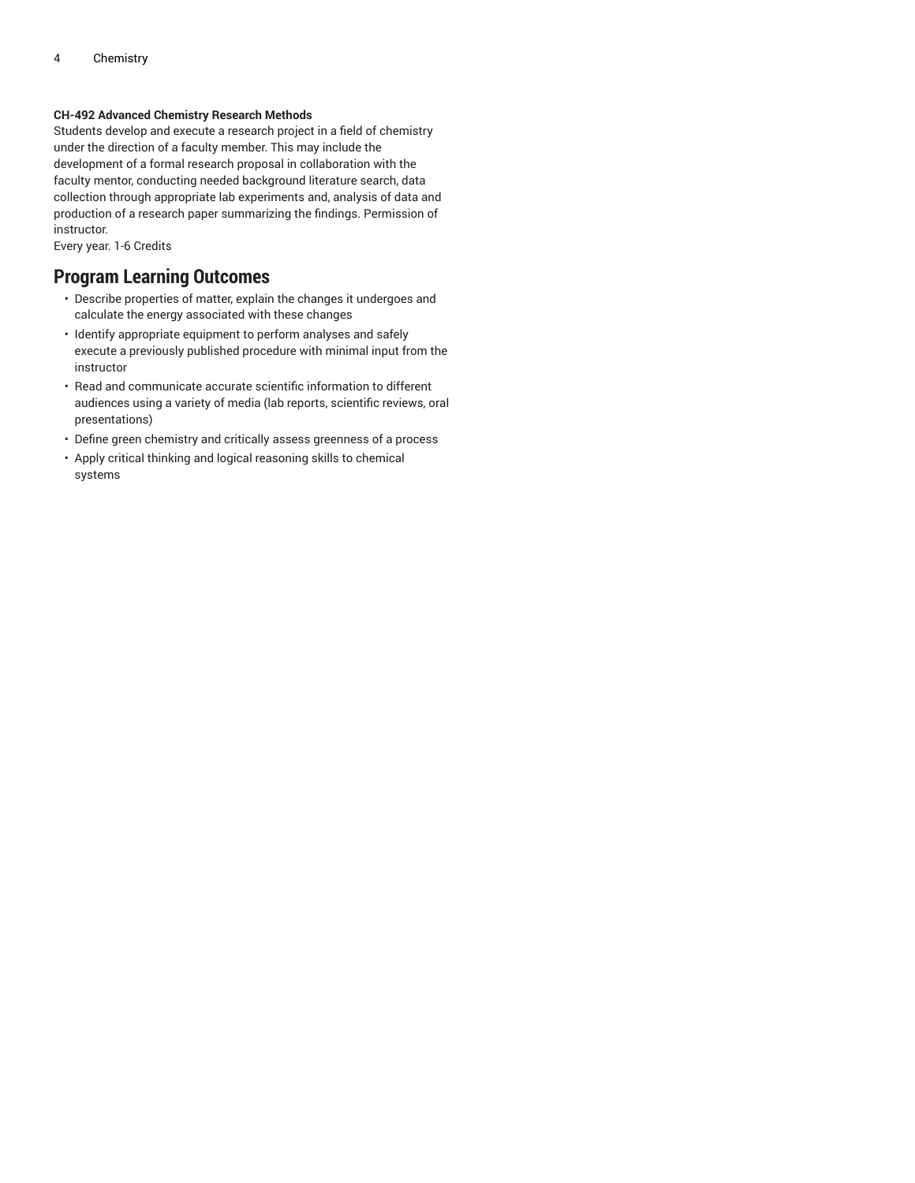**CH-492 Advanced Chemistry Research Methods**
Students develop and execute a research project in a field of chemistry under the direction of a faculty member. This may include the development of a formal research proposal in collaboration with the faculty mentor, conducting needed background literature search, data collection through appropriate lab experiments and, analysis of data and production of a research paper summarizing the findings. Permission of instructor.
Every year. 1-6 Credits

## Program Learning Outcomes

- Describe properties of matter, explain the changes it undergoes and calculate the energy associated with these changes
- Identify appropriate equipment to perform analyses and safely execute a previously published procedure with minimal input from the instructor
- Read and communicate accurate scientific information to different audiences using a variety of media (lab reports, scientific reviews, oral presentations)
- Define green chemistry and critically assess greenness of a process
- Apply critical thinking and logical reasoning skills to chemical systems